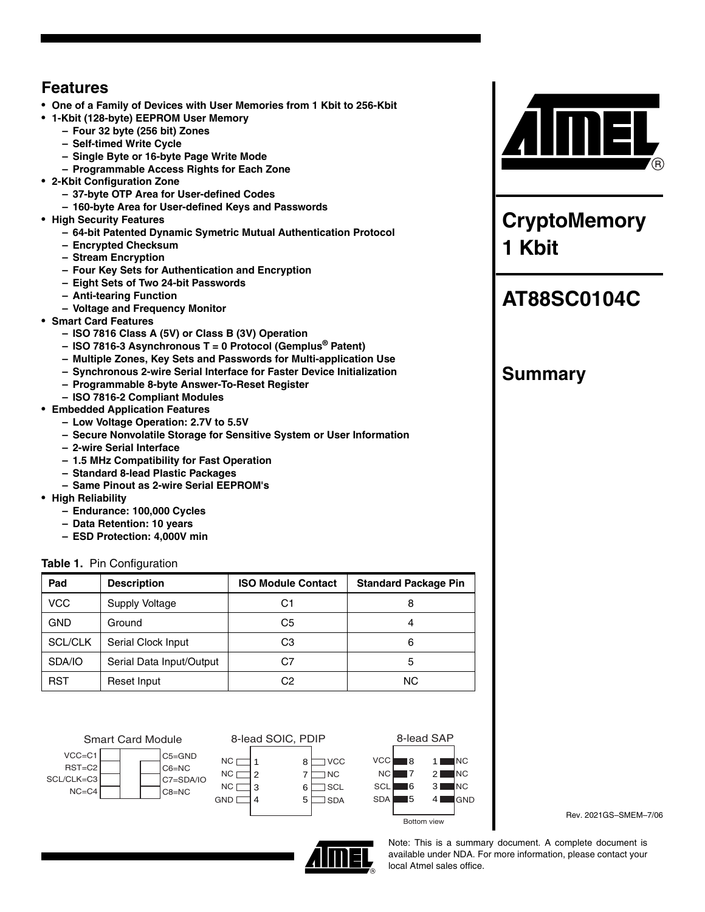# CryptoMemory 1 Kbit

# AT88SC0104C

## Summary

## Features

- One of a Family of Devices with User Memories from 1 Kbit to 256-Kbit
- 1-Kbit (128-byte) EEPROM User Memory
  - Four 32 byte (256 bit) Zones
  - Self-timed Write Cycle
  - Single Byte or 16-byte Page Write Mode
  - Programmable Access Rights for Each Zone
- 2-Kbit Configuration Zone
  - 37-byte OTP Area for User-defined Codes
  - 160-byte Area for User-defined Keys and Passwords
- High Security Features
  - 64-bit Patented Dynamic Symetric Mutual Authentication Protocol
  - Encrypted Checksum
  - Stream Encryption
  - Four Key Sets for Authentication and Encryption
  - Eight Sets of Two 24-bit Passwords
  - Anti-tearing Function
  - Voltage and Frequency Monitor
- Smart Card Features
  - ISO 7816 Class A (5V) or Class B (3V) Operation
  - ISO 7816-3 Asynchronous T = 0 Protocol (Gemplus® Patent)
  - Multiple Zones, Key Sets and Passwords for Multi-application Use
  - Synchronous 2-wire Serial Interface for Faster Device Initialization
  - Programmable 8-byte Answer-To-Reset Register
  - ISO 7816-2 Compliant Modules
- Embedded Application Features
  - Low Voltage Operation: 2.7V to 5.5V
  - Secure Nonvolatile Storage for Sensitive System or User Information
  - 2-wire Serial Interface
  - 1.5 MHz Compatibility for Fast Operation
  - Standard 8-lead Plastic Packages
  - Same Pinout as 2-wire Serial EEPROM's
- High Reliability
  - Endurance: 100,000 Cycles
  - Data Retention: 10 years
  - ESD Protection: 4,000V min

**Table 1.** Pin Configuration

| Pad | Description | ISO Module Contact | Standard Package Pin |
|---|---|---|---|
| VCC | Supply Voltage | C1 | 8 |
| GND | Ground | C5 | 4 |
| SCL/CLK | Serial Clock Input | C3 | 6 |
| SDA/IO | Serial Data Input/Output | C7 | 5 |
| RST | Reset Input | C2 | NC |

Smart Card Module

| Left | Right |
|---|---|
| VCC=C1 | C5=GND |
| RST=C2 | C6=NC |
| SCL/CLK=C3 | C7=SDA/IO |
| NC=C4 | C8=NC |

8-lead SOIC, PDIP

| Pin | Name | Pin | Name |
|---|---|---|---|
| 1 | NC | 8 | VCC |
| 2 | NC | 7 | NC |
| 3 | NC | 6 | SCL |
| 4 | GND | 5 | SDA |

8-lead SAP (Bottom view)

| Name | Pin | Pin | Name |
|---|---|---|---|
| VCC | 8 | 1 | NC |
| NC | 7 | 2 | NC |
| SCL | 6 | 3 | NC |
| SDA | 5 | 4 | GND |

Rev. 2021GS–SMEM–7/06

Note: This is a summary document. A complete document is available under NDA. For more information, please contact your local Atmel sales office.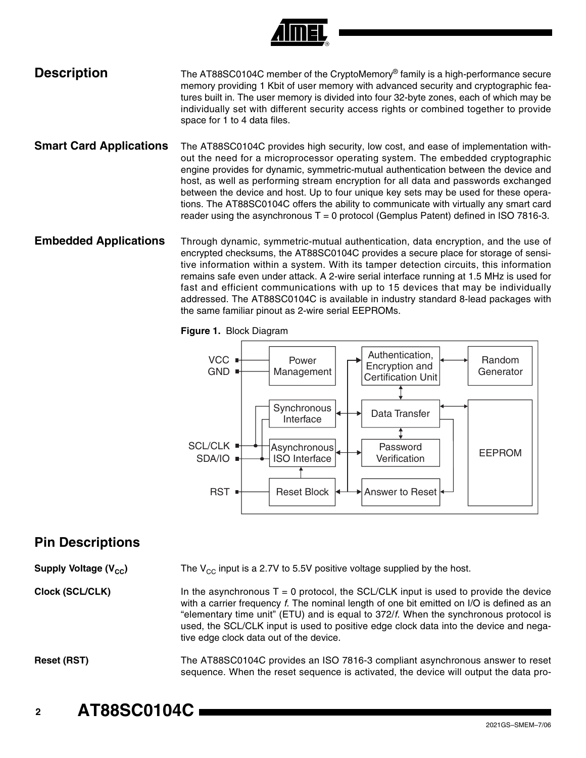## Description

The AT88SC0104C member of the CryptoMemory® family is a high-performance secure memory providing 1 Kbit of user memory with advanced security and cryptographic features built in. The user memory is divided into four 32-byte zones, each of which may be individually set with different security access rights or combined together to provide space for 1 to 4 data files.

## Smart Card Applications

The AT88SC0104C provides high security, low cost, and ease of implementation without the need for a microprocessor operating system. The embedded cryptographic engine provides for dynamic, symmetric-mutual authentication between the device and host, as well as performing stream encryption for all data and passwords exchanged between the device and host. Up to four unique key sets may be used for these operations. The AT88SC0104C offers the ability to communicate with virtually any smart card reader using the asynchronous T = 0 protocol (Gemplus Patent) defined in ISO 7816-3.

## Embedded Applications

Through dynamic, symmetric-mutual authentication, data encryption, and the use of encrypted checksums, the AT88SC0104C provides a secure place for storage of sensitive information within a system. With its tamper detection circuits, this information remains safe even under attack. A 2-wire serial interface running at 1.5 MHz is used for fast and efficient communications with up to 15 devices that may be individually addressed. The AT88SC0104C is available in industry standard 8-lead packages with the same familiar pinout as 2-wire serial EEPROMs.

**Figure 1.** Block Diagram

VCC, GND, SCL/CLK, SDA/IO, RST — Power Management, Synchronous Interface, Asynchronous ISO Interface, Reset Block, Authentication, Encryption and Certification Unit, Data Transfer, Password Verification, Answer to Reset, Random Generator, EEPROM

## Pin Descriptions

**Supply Voltage ($V_{CC}$)**

The $V_{CC}$ input is a 2.7V to 5.5V positive voltage supplied by the host.

**Clock (SCL/CLK)**

In the asynchronous T = 0 protocol, the SCL/CLK input is used to provide the device with a carrier frequency *f*. The nominal length of one bit emitted on I/O is defined as an "elementary time unit" (ETU) and is equal to 372/*f*. When the synchronous protocol is used, the SCL/CLK input is used to positive edge clock data into the device and negative edge clock data out of the device.

**Reset (RST)**

The AT88SC0104C provides an ISO 7816-3 compliant asynchronous answer to reset sequence. When the reset sequence is activated, the device will output the data pro-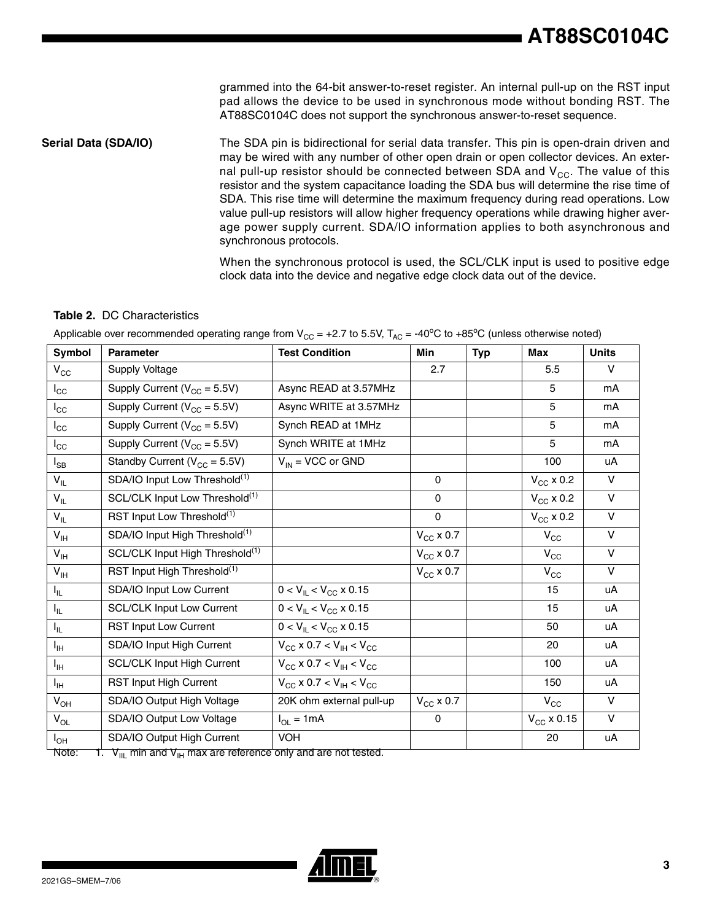grammed into the 64-bit answer-to-reset register. An internal pull-up on the RST input pad allows the device to be used in synchronous mode without bonding RST. The AT88SC0104C does not support the synchronous answer-to-reset sequence.

**Serial Data (SDA/IO)**

The SDA pin is bidirectional for serial data transfer. This pin is open-drain driven and may be wired with any number of other open drain or open collector devices. An external pull-up resistor should be connected between SDA and $V_{CC}$. The value of this resistor and the system capacitance loading the SDA bus will determine the rise time of SDA. This rise time will determine the maximum frequency during read operations. Low value pull-up resistors will allow higher frequency operations while drawing higher average power supply current. SDA/IO information applies to both asynchronous and synchronous protocols.

When the synchronous protocol is used, the SCL/CLK input is used to positive edge clock data into the device and negative edge clock data out of the device.

**Table 2.** DC Characteristics

Applicable over recommended operating range from $V_{CC}$ = +2.7 to 5.5V, $T_{AC}$ = -40°C to +85°C (unless otherwise noted)

| Symbol | Parameter | Test Condition | Min | Typ | Max | Units |
|---|---|---|---|---|---|---|
| $V_{CC}$ | Supply Voltage | | 2.7 | | 5.5 | V |
| $I_{CC}$ | Supply Current ($V_{CC}$ = 5.5V) | Async READ at 3.57MHz | | | 5 | mA |
| $I_{CC}$ | Supply Current ($V_{CC}$ = 5.5V) | Async WRITE at 3.57MHz | | | 5 | mA |
| $I_{CC}$ | Supply Current ($V_{CC}$ = 5.5V) | Synch READ at 1MHz | | | 5 | mA |
| $I_{CC}$ | Supply Current ($V_{CC}$ = 5.5V) | Synch WRITE at 1MHz | | | 5 | mA |
| $I_{SB}$ | Standby Current ($V_{CC}$ = 5.5V) | $V_{IN}$ = VCC or GND | | | 100 | uA |
| $V_{IL}$ | SDA/IO Input Low Threshold(1) | | 0 | | $V_{CC}$ x 0.2 | V |
| $V_{IL}$ | SCL/CLK Input Low Threshold(1) | | 0 | | $V_{CC}$ x 0.2 | V |
| $V_{IL}$ | RST Input Low Threshold(1) | | 0 | | $V_{CC}$ x 0.2 | V |
| $V_{IH}$ | SDA/IO Input High Threshold(1) | | $V_{CC}$ x 0.7 | | $V_{CC}$ | V |
| $V_{IH}$ | SCL/CLK Input High Threshold(1) | | $V_{CC}$ x 0.7 | | $V_{CC}$ | V |
| $V_{IH}$ | RST Input High Threshold(1) | | $V_{CC}$ x 0.7 | | $V_{CC}$ | V |
| $I_{IL}$ | SDA/IO Input Low Current | $0 < V_{IL} < V_{CC}$ x 0.15 | | | 15 | uA |
| $I_{IL}$ | SCL/CLK Input Low Current | $0 < V_{IL} < V_{CC}$ x 0.15 | | | 15 | uA |
| $I_{IL}$ | RST Input Low Current | $0 < V_{IL} < V_{CC}$ x 0.15 | | | 50 | uA |
| $I_{IH}$ | SDA/IO Input High Current | $V_{CC}$ x 0.7 $< V_{IH} < V_{CC}$ | | | 20 | uA |
| $I_{IH}$ | SCL/CLK Input High Current | $V_{CC}$ x 0.7 $< V_{IH} < V_{CC}$ | | | 100 | uA |
| $I_{IH}$ | RST Input High Current | $V_{CC}$ x 0.7 $< V_{IH} < V_{CC}$ | | | 150 | uA |
| $V_{OH}$ | SDA/IO Output High Voltage | 20K ohm external pull-up | $V_{CC}$ x 0.7 | | $V_{CC}$ | V |
| $V_{OL}$ | SDA/IO Output Low Voltage | $I_{OL}$ = 1mA | 0 | | $V_{CC}$ x 0.15 | V |
| $I_{OH}$ | SDA/IO Output High Current | VOH | | | 20 | uA |

Note: 1. $V_{IIL}$ min and $V_{IH}$ max are reference only and are not tested.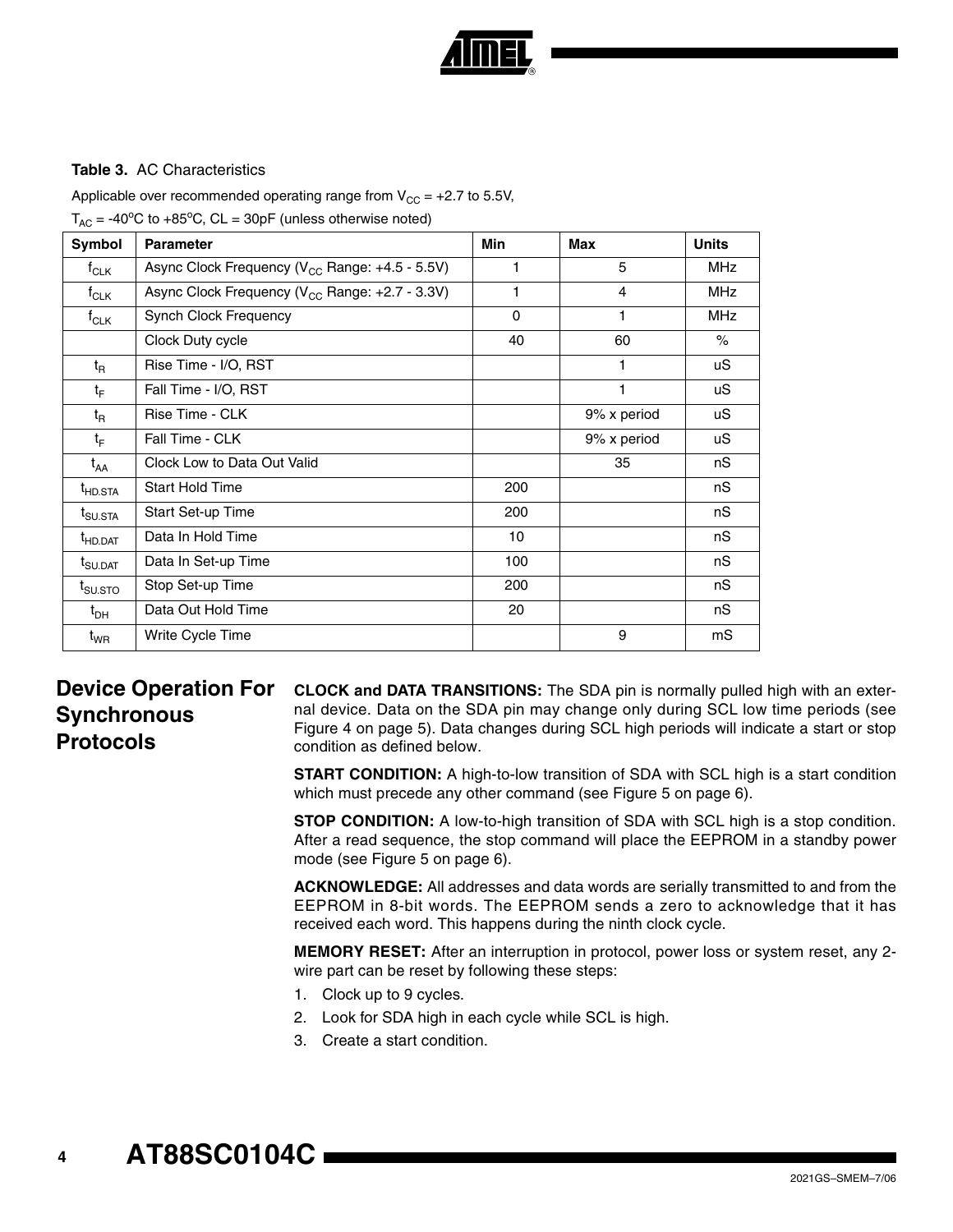**Table 3.** AC Characteristics

Applicable over recommended operating range from $V_{CC}$ = +2.7 to 5.5V,
$T_{AC}$ = -40°C to +85°C, CL = 30pF (unless otherwise noted)

| Symbol | Parameter | Min | Max | Units |
| --- | --- | --- | --- | --- |
| $f_{CLK}$ | Async Clock Frequency ($V_{CC}$ Range: +4.5 - 5.5V) | 1 | 5 | MHz |
| $f_{CLK}$ | Async Clock Frequency ($V_{CC}$ Range: +2.7 - 3.3V) | 1 | 4 | MHz |
| $f_{CLK}$ | Synch Clock Frequency | 0 | 1 | MHz |
| | Clock Duty cycle | 40 | 60 | % |
| $t_R$ | Rise Time - I/O, RST | | 1 | uS |
| $t_F$ | Fall Time - I/O, RST | | 1 | uS |
| $t_R$ | Rise Time - CLK | | 9% x period | uS |
| $t_F$ | Fall Time - CLK | | 9% x period | uS |
| $t_{AA}$ | Clock Low to Data Out Valid | | 35 | nS |
| $t_{HD.STA}$ | Start Hold Time | 200 | | nS |
| $t_{SU.STA}$ | Start Set-up Time | 200 | | nS |
| $t_{HD.DAT}$ | Data In Hold Time | 10 | | nS |
| $t_{SU.DAT}$ | Data In Set-up Time | 100 | | nS |
| $t_{SU.STO}$ | Stop Set-up Time | 200 | | nS |
| $t_{DH}$ | Data Out Hold Time | 20 | | nS |
| $t_{WR}$ | Write Cycle Time | | 9 | mS |

## Device Operation For Synchronous Protocols

**CLOCK and DATA TRANSITIONS:** The SDA pin is normally pulled high with an external device. Data on the SDA pin may change only during SCL low time periods (see Figure 4 on page 5). Data changes during SCL high periods will indicate a start or stop condition as defined below.

**START CONDITION:** A high-to-low transition of SDA with SCL high is a start condition which must precede any other command (see Figure 5 on page 6).

**STOP CONDITION:** A low-to-high transition of SDA with SCL high is a stop condition. After a read sequence, the stop command will place the EEPROM in a standby power mode (see Figure 5 on page 6).

**ACKNOWLEDGE:** All addresses and data words are serially transmitted to and from the EEPROM in 8-bit words. The EEPROM sends a zero to acknowledge that it has received each word. This happens during the ninth clock cycle.

**MEMORY RESET:** After an interruption in protocol, power loss or system reset, any 2-wire part can be reset by following these steps:

1. Clock up to 9 cycles.
2. Look for SDA high in each cycle while SCL is high.
3. Create a start condition.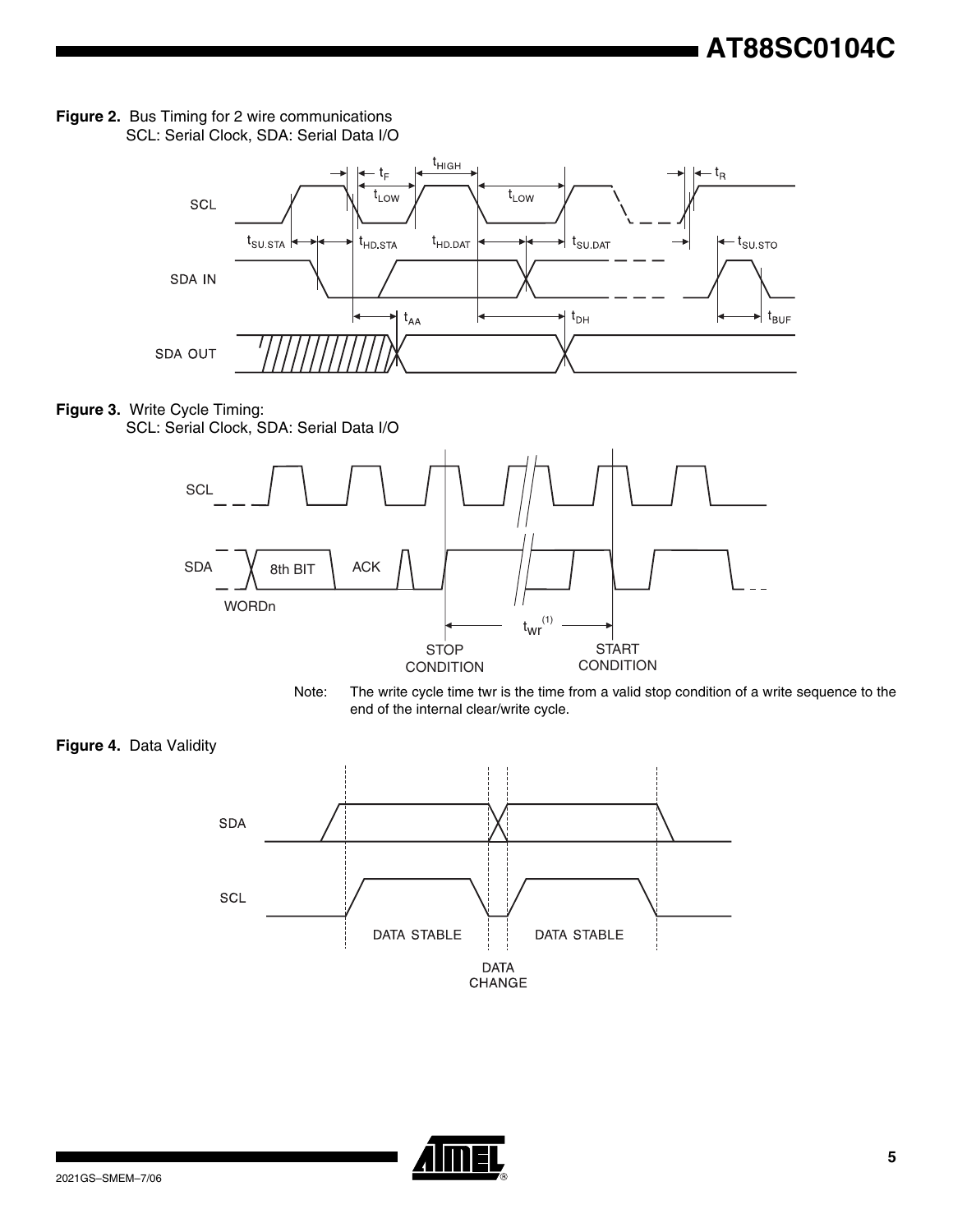**Figure 2.** Bus Timing for 2 wire communications
SCL: Serial Clock, SDA: Serial Data I/O

**Figure 3.** Write Cycle Timing:
SCL: Serial Clock, SDA: Serial Data I/O

Note: The write cycle time twr is the time from a valid stop condition of a write sequence to the end of the internal clear/write cycle.

**Figure 4.** Data Validity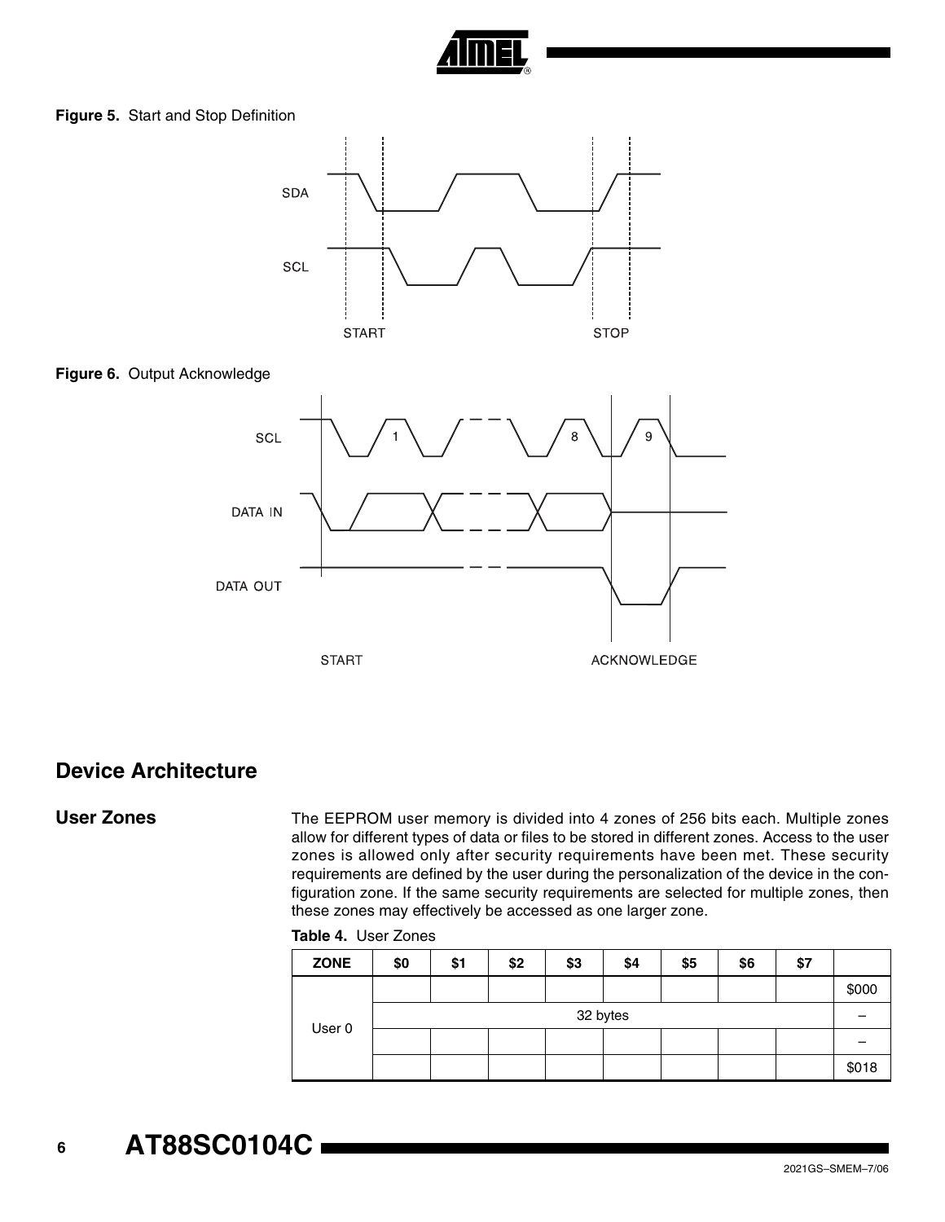**Figure 5.** Start and Stop Definition

**Figure 6.** Output Acknowledge

## Device Architecture

### User Zones

The EEPROM user memory is divided into 4 zones of 256 bits each. Multiple zones allow for different types of data or files to be stored in different zones. Access to the user zones is allowed only after security requirements have been met. These security requirements are defined by the user during the personalization of the device in the configuration zone. If the same security requirements are selected for multiple zones, then these zones may effectively be accessed as one larger zone.

**Table 4.** User Zones

| ZONE | $0 | $1 | $2 | $3 | $4 | $5 | $6 | $7 | |
|---|---|---|---|---|---|---|---|---|---|
| User 0 | | | | | | | | | $000 |
| | 32 bytes | | | | | | | | – |
| | | | | | | | | | – |
| | | | | | | | | | $018 |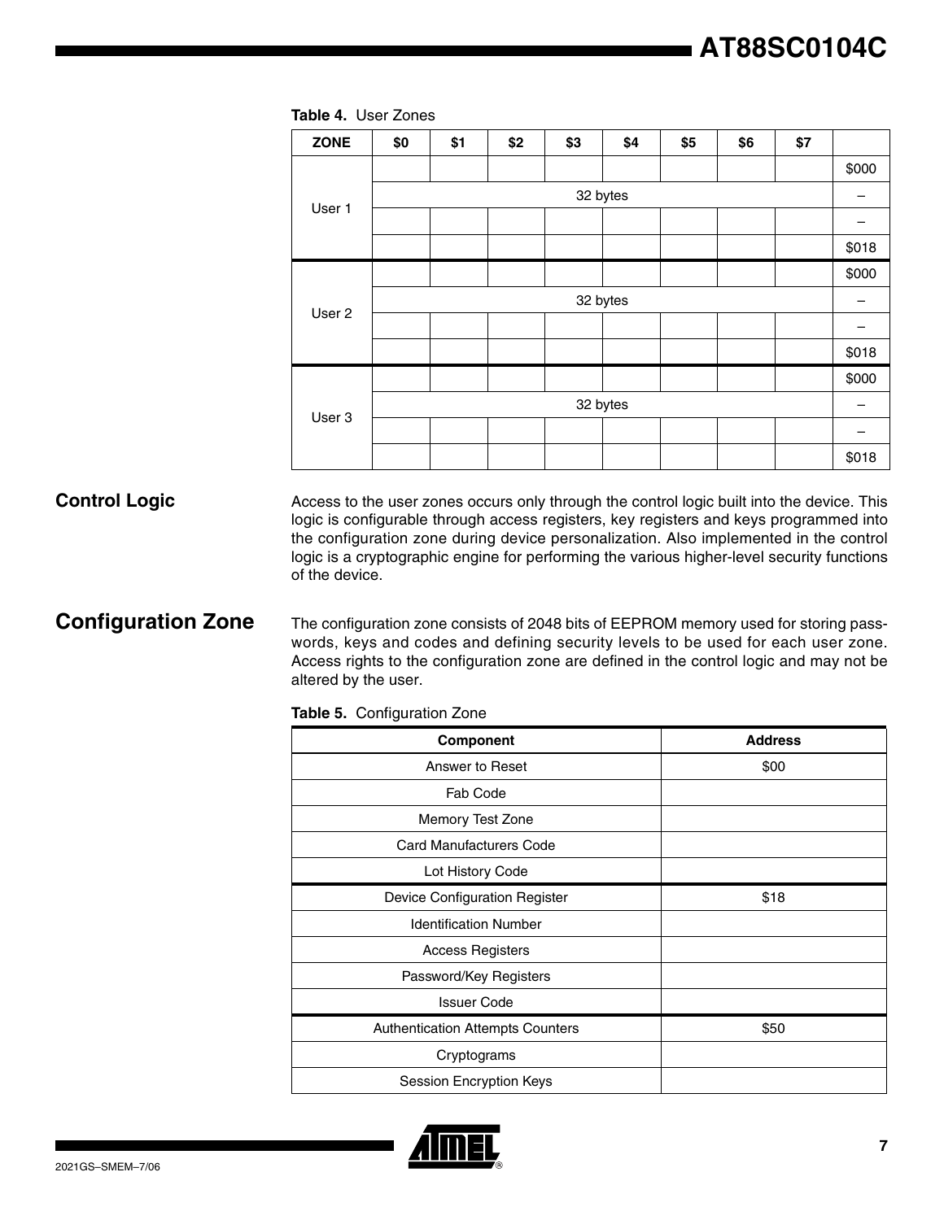**Table 4.** User Zones

| ZONE | $0 | $1 | $2 | $3 | $4 | $5 | $6 | $7 | |
|---|---|---|---|---|---|---|---|---|---|
| User 1 | | | | | | | | | $000 |
| | 32 bytes | | | | | | | | – |
| | | | | | | | | | – |
| | | | | | | | | | $018 |
| User 2 | | | | | | | | | $000 |
| | 32 bytes | | | | | | | | – |
| | | | | | | | | | – |
| | | | | | | | | | $018 |
| User 3 | | | | | | | | | $000 |
| | 32 bytes | | | | | | | | – |
| | | | | | | | | | – |
| | | | | | | | | | $018 |

## Control Logic

Access to the user zones occurs only through the control logic built into the device. This logic is configurable through access registers, key registers and keys programmed into the configuration zone during device personalization. Also implemented in the control logic is a cryptographic engine for performing the various higher-level security functions of the device.

## Configuration Zone

The configuration zone consists of 2048 bits of EEPROM memory used for storing passwords, keys and codes and defining security levels to be used for each user zone. Access rights to the configuration zone are defined in the control logic and may not be altered by the user.

**Table 5.** Configuration Zone

| Component | Address |
|---|---|
| Answer to Reset | $00 |
| Fab Code | |
| Memory Test Zone | |
| Card Manufacturers Code | |
| Lot History Code | |
| Device Configuration Register | $18 |
| Identification Number | |
| Access Registers | |
| Password/Key Registers | |
| Issuer Code | |
| Authentication Attempts Counters | $50 |
| Cryptograms | |
| Session Encryption Keys | |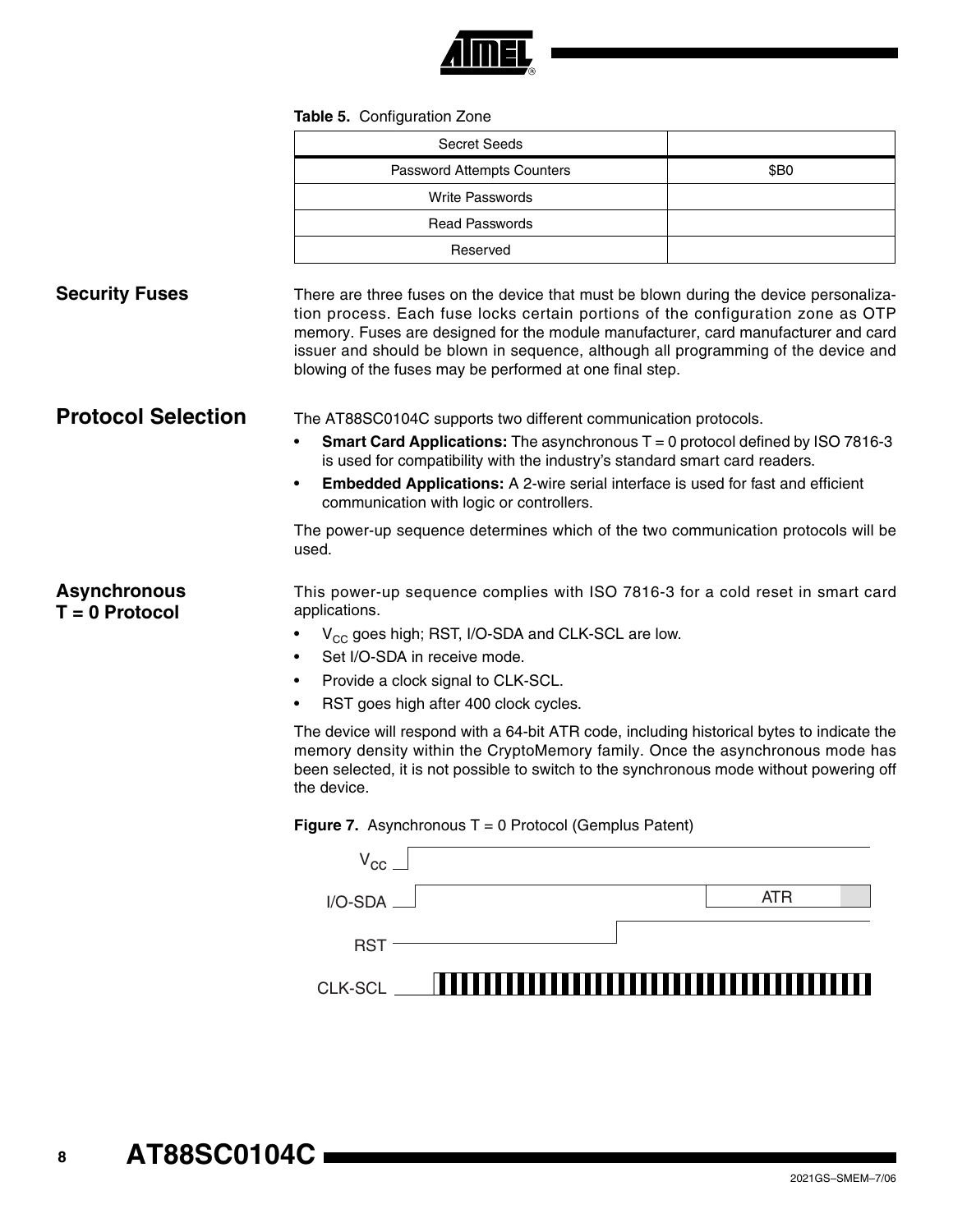**Table 5.** Configuration Zone

| Secret Seeds | |
|---|---|
| Password Attempts Counters | $B0 |
| Write Passwords | |
| Read Passwords | |
| Reserved | |

## Security Fuses

There are three fuses on the device that must be blown during the device personalization process. Each fuse locks certain portions of the configuration zone as OTP memory. Fuses are designed for the module manufacturer, card manufacturer and card issuer and should be blown in sequence, although all programming of the device and blowing of the fuses may be performed at one final step.

## Protocol Selection

The AT88SC0104C supports two different communication protocols.

- **Smart Card Applications:** The asynchronous T = 0 protocol defined by ISO 7816-3 is used for compatibility with the industry's standard smart card readers.
- **Embedded Applications:** A 2-wire serial interface is used for fast and efficient communication with logic or controllers.

The power-up sequence determines which of the two communication protocols will be used.

### Asynchronous T = 0 Protocol

This power-up sequence complies with ISO 7816-3 for a cold reset in smart card applications.

- $V_{CC}$ goes high; RST, I/O-SDA and CLK-SCL are low.
- Set I/O-SDA in receive mode.
- Provide a clock signal to CLK-SCL.
- RST goes high after 400 clock cycles.

The device will respond with a 64-bit ATR code, including historical bytes to indicate the memory density within the CryptoMemory family. Once the asynchronous mode has been selected, it is not possible to switch to the synchronous mode without powering off the device.

**Figure 7.** Asynchronous T = 0 Protocol (Gemplus Patent)

$V_{CC}$

I/O-SDA

ATR

RST

CLK-SCL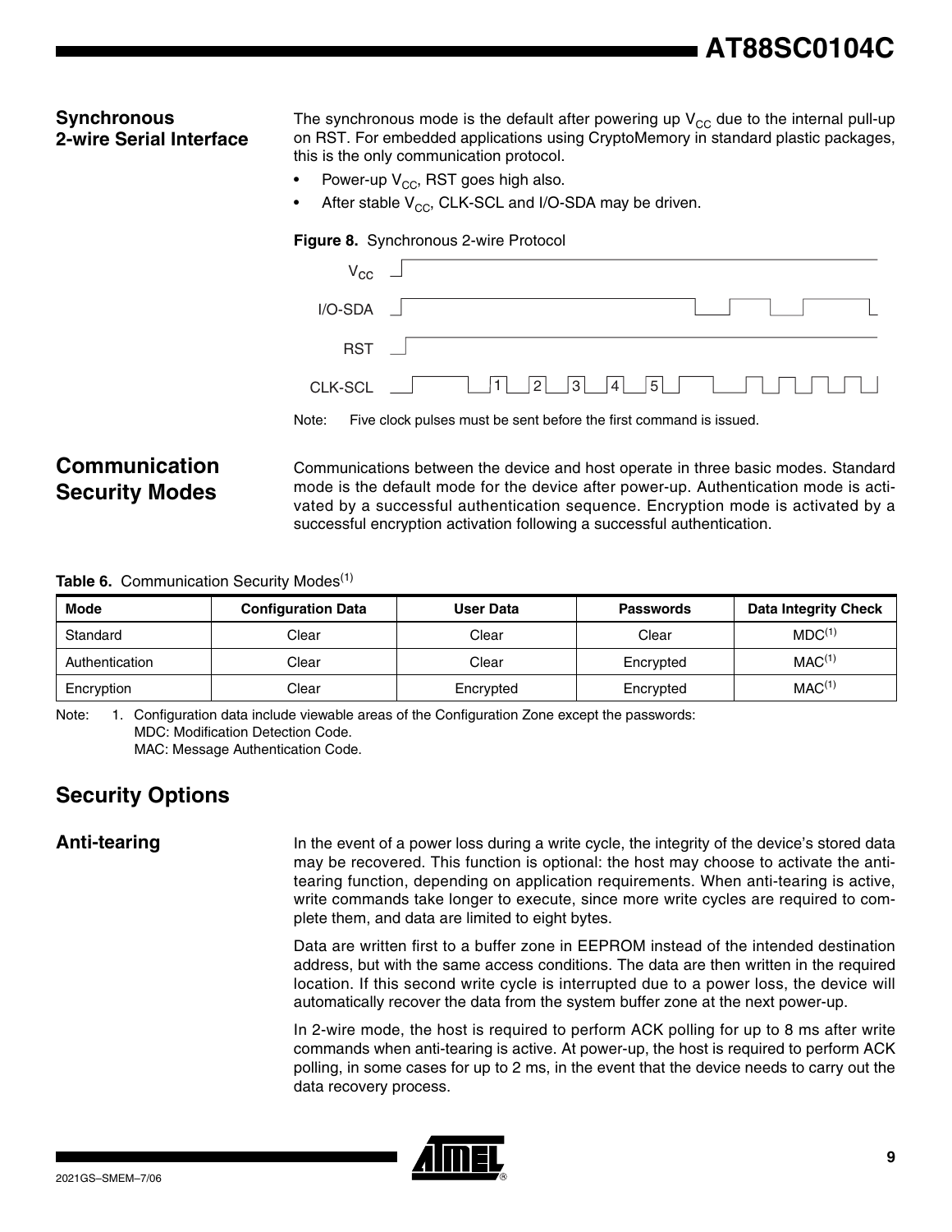## Synchronous 2-wire Serial Interface

The synchronous mode is the default after powering up $V_{CC}$ due to the internal pull-up on RST. For embedded applications using CryptoMemory in standard plastic packages, this is the only communication protocol.

- Power-up $V_{CC}$, RST goes high also.
- After stable $V_{CC}$, CLK-SCL and I/O-SDA may be driven.

**Figure 8.** Synchronous 2-wire Protocol

Note: Five clock pulses must be sent before the first command is issued.

## Communication Security Modes

Communications between the device and host operate in three basic modes. Standard mode is the default mode for the device after power-up. Authentication mode is activated by a successful authentication sequence. Encryption mode is activated by a successful encryption activation following a successful authentication.

**Table 6.** Communication Security Modes[1]

| Mode | Configuration Data | User Data | Passwords | Data Integrity Check |
|---|---|---|---|---|
| Standard | Clear | Clear | Clear | MDC[1] |
| Authentication | Clear | Clear | Encrypted | MAC[1] |
| Encryption | Clear | Encrypted | Encrypted | MAC[1] |

Note: 1. Configuration data include viewable areas of the Configuration Zone except the passwords:
MDC: Modification Detection Code.
MAC: Message Authentication Code.

# Security Options

## Anti-tearing

In the event of a power loss during a write cycle, the integrity of the device's stored data may be recovered. This function is optional: the host may choose to activate the anti-tearing function, depending on application requirements. When anti-tearing is active, write commands take longer to execute, since more write cycles are required to complete them, and data are limited to eight bytes.

Data are written first to a buffer zone in EEPROM instead of the intended destination address, but with the same access conditions. The data are then written in the required location. If this second write cycle is interrupted due to a power loss, the device will automatically recover the data from the system buffer zone at the next power-up.

In 2-wire mode, the host is required to perform ACK polling for up to 8 ms after write commands when anti-tearing is active. At power-up, the host is required to perform ACK polling, in some cases for up to 2 ms, in the event that the device needs to carry out the data recovery process.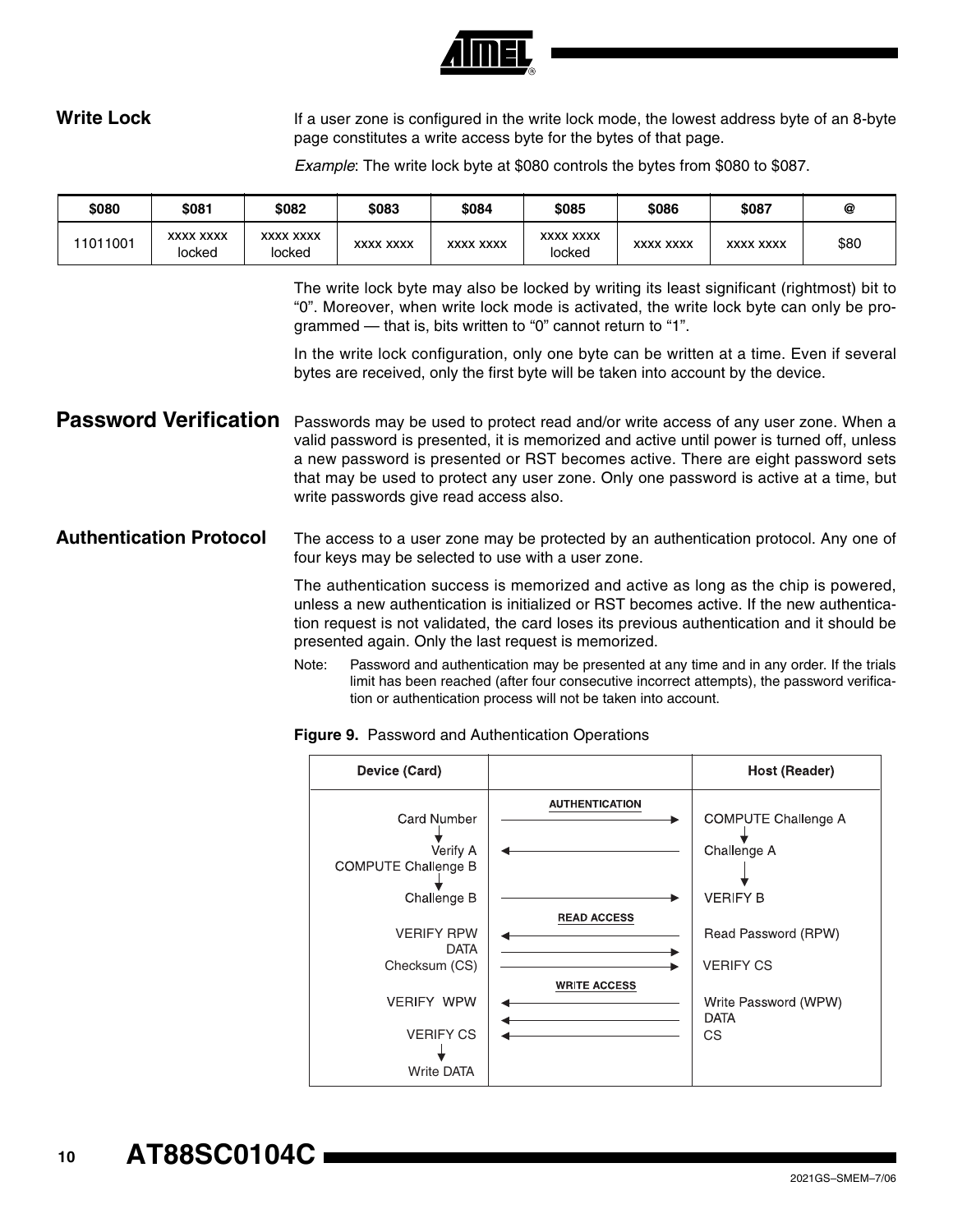## Write Lock

If a user zone is configured in the write lock mode, the lowest address byte of an 8-byte page constitutes a write access byte for the bytes of that page.

*Example*: The write lock byte at $080 controls the bytes from $080 to $087.

| $080 | $081 | $082 | $083 | $084 | $085 | $086 | $087 | @ |
|---|---|---|---|---|---|---|---|---|
| 11011001 | xxxx xxxx locked | xxxx xxxx locked | xxxx xxxx | xxxx xxxx | xxxx xxxx locked | xxxx xxxx | xxxx xxxx | $80 |

The write lock byte may also be locked by writing its least significant (rightmost) bit to "0". Moreover, when write lock mode is activated, the write lock byte can only be programmed — that is, bits written to "0" cannot return to "1".

In the write lock configuration, only one byte can be written at a time. Even if several bytes are received, only the first byte will be taken into account by the device.

## Password Verification

Passwords may be used to protect read and/or write access of any user zone. When a valid password is presented, it is memorized and active until power is turned off, unless a new password is presented or RST becomes active. There are eight password sets that may be used to protect any user zone. Only one password is active at a time, but write passwords give read access also.

## Authentication Protocol

The access to a user zone may be protected by an authentication protocol. Any one of four keys may be selected to use with a user zone.

The authentication success is memorized and active as long as the chip is powered, unless a new authentication is initialized or RST becomes active. If the new authentication request is not validated, the card loses its previous authentication and it should be presented again. Only the last request is memorized.

Note: Password and authentication may be presented at any time and in any order. If the trials limit has been reached (after four consecutive incorrect attempts), the password verification or authentication process will not be taken into account.

**Figure 9.** Password and Authentication Operations

| Device (Card) | | Host (Reader) |
|---|---|---|
| | **AUTHENTICATION** | |
| Card Number | → | COMPUTE Challenge A |
| Verify A / COMPUTE Challenge B | ← | Challenge A |
| Challenge B | → | VERIFY B |
| | **READ ACCESS** | |
| VERIFY RPW | ← | Read Password (RPW) |
| DATA | → | |
| Checksum (CS) | → | VERIFY CS |
| | **WRITE ACCESS** | |
| VERIFY WPW | ← | Write Password (WPW) |
| | ← | DATA |
| VERIFY CS | ← | CS |
| Write DATA | | |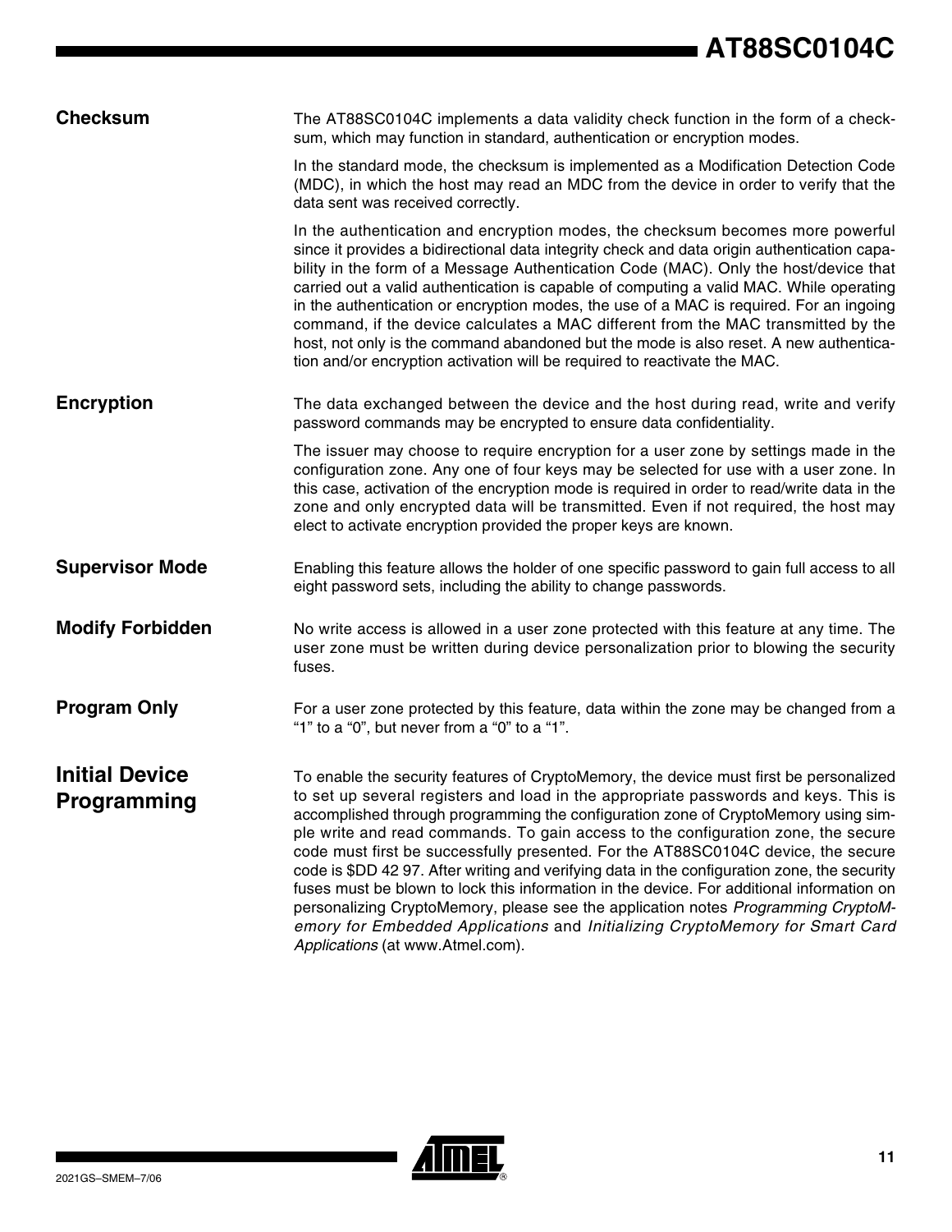## Checksum

The AT88SC0104C implements a data validity check function in the form of a checksum, which may function in standard, authentication or encryption modes.

In the standard mode, the checksum is implemented as a Modification Detection Code (MDC), in which the host may read an MDC from the device in order to verify that the data sent was received correctly.

In the authentication and encryption modes, the checksum becomes more powerful since it provides a bidirectional data integrity check and data origin authentication capability in the form of a Message Authentication Code (MAC). Only the host/device that carried out a valid authentication is capable of computing a valid MAC. While operating in the authentication or encryption modes, the use of a MAC is required. For an ingoing command, if the device calculates a MAC different from the MAC transmitted by the host, not only is the command abandoned but the mode is also reset. A new authentication and/or encryption activation will be required to reactivate the MAC.

## Encryption

The data exchanged between the device and the host during read, write and verify password commands may be encrypted to ensure data confidentiality.

The issuer may choose to require encryption for a user zone by settings made in the configuration zone. Any one of four keys may be selected for use with a user zone. In this case, activation of the encryption mode is required in order to read/write data in the zone and only encrypted data will be transmitted. Even if not required, the host may elect to activate encryption provided the proper keys are known.

## Supervisor Mode

Enabling this feature allows the holder of one specific password to gain full access to all eight password sets, including the ability to change passwords.

## Modify Forbidden

No write access is allowed in a user zone protected with this feature at any time. The user zone must be written during device personalization prior to blowing the security fuses.

## Program Only

For a user zone protected by this feature, data within the zone may be changed from a “1” to a “0”, but never from a “0” to a “1”.

# Initial Device Programming

To enable the security features of CryptoMemory, the device must first be personalized to set up several registers and load in the appropriate passwords and keys. This is accomplished through programming the configuration zone of CryptoMemory using simple write and read commands. To gain access to the configuration zone, the secure code must first be successfully presented. For the AT88SC0104C device, the secure code is $DD 42 97. After writing and verifying data in the configuration zone, the security fuses must be blown to lock this information in the device. For additional information on personalizing CryptoMemory, please see the application notes *Programming CryptoMemory for Embedded Applications* and *Initializing CryptoMemory for Smart Card Applications* (at www.Atmel.com).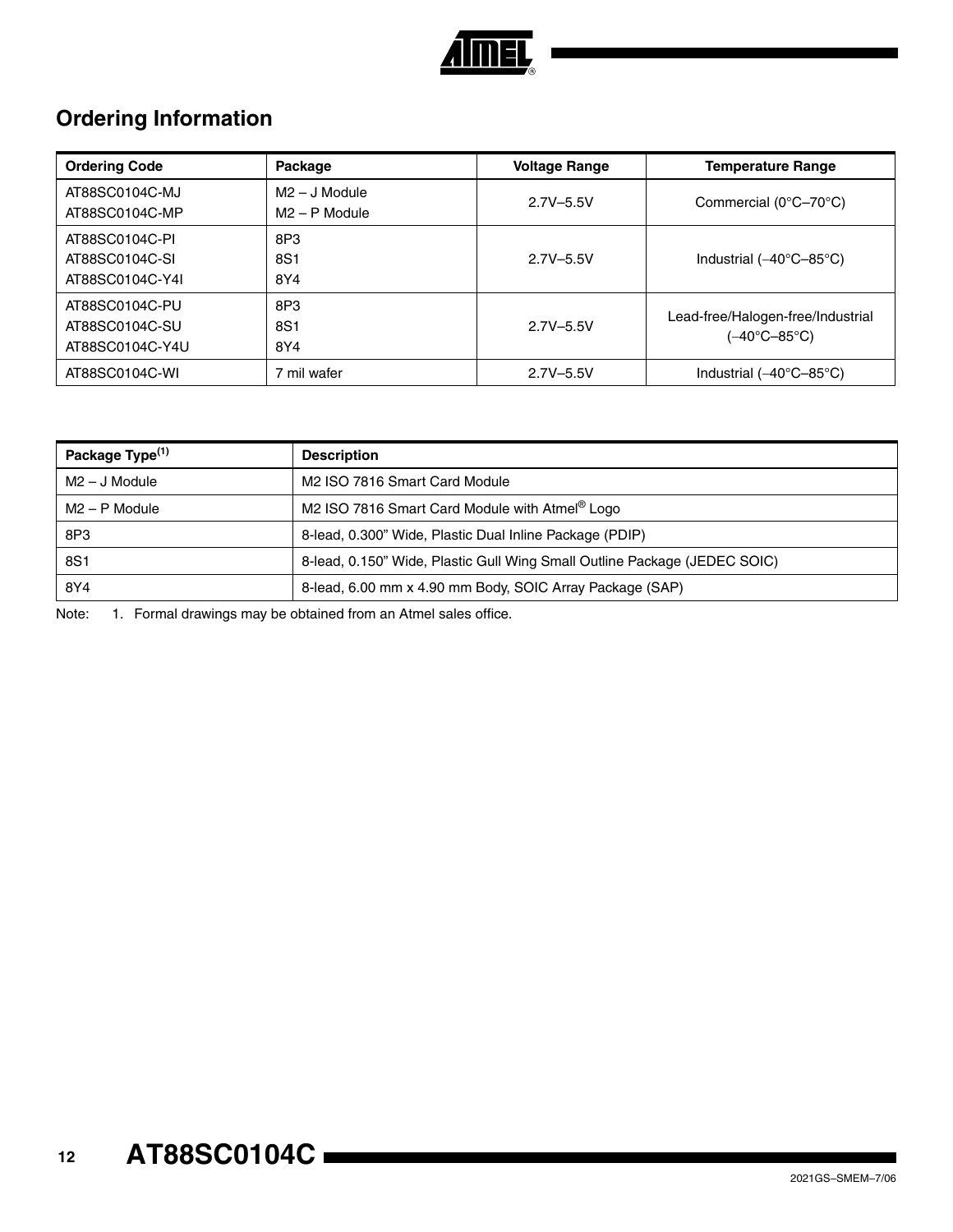## Ordering Information

| Ordering Code | Package | Voltage Range | Temperature Range |
|---|---|---|---|
| AT88SC0104C-MJ<br>AT88SC0104C-MP | M2 – J Module<br>M2 – P Module | 2.7V–5.5V | Commercial (0°C–70°C) |
| AT88SC0104C-PI<br>AT88SC0104C-SI<br>AT88SC0104C-Y4I | 8P3<br>8S1<br>8Y4 | 2.7V–5.5V | Industrial (−40°C–85°C) |
| AT88SC0104C-PU<br>AT88SC0104C-SU<br>AT88SC0104C-Y4U | 8P3<br>8S1<br>8Y4 | 2.7V–5.5V | Lead-free/Halogen-free/Industrial (−40°C–85°C) |
| AT88SC0104C-WI | 7 mil wafer | 2.7V–5.5V | Industrial (−40°C–85°C) |

| Package Type[(1)] | Description |
|---|---|
| M2 – J Module | M2 ISO 7816 Smart Card Module |
| M2 – P Module | M2 ISO 7816 Smart Card Module with Atmel® Logo |
| 8P3 | 8-lead, 0.300" Wide, Plastic Dual Inline Package (PDIP) |
| 8S1 | 8-lead, 0.150" Wide, Plastic Gull Wing Small Outline Package (JEDEC SOIC) |
| 8Y4 | 8-lead, 6.00 mm x 4.90 mm Body, SOIC Array Package (SAP) |

Note: 1. Formal drawings may be obtained from an Atmel sales office.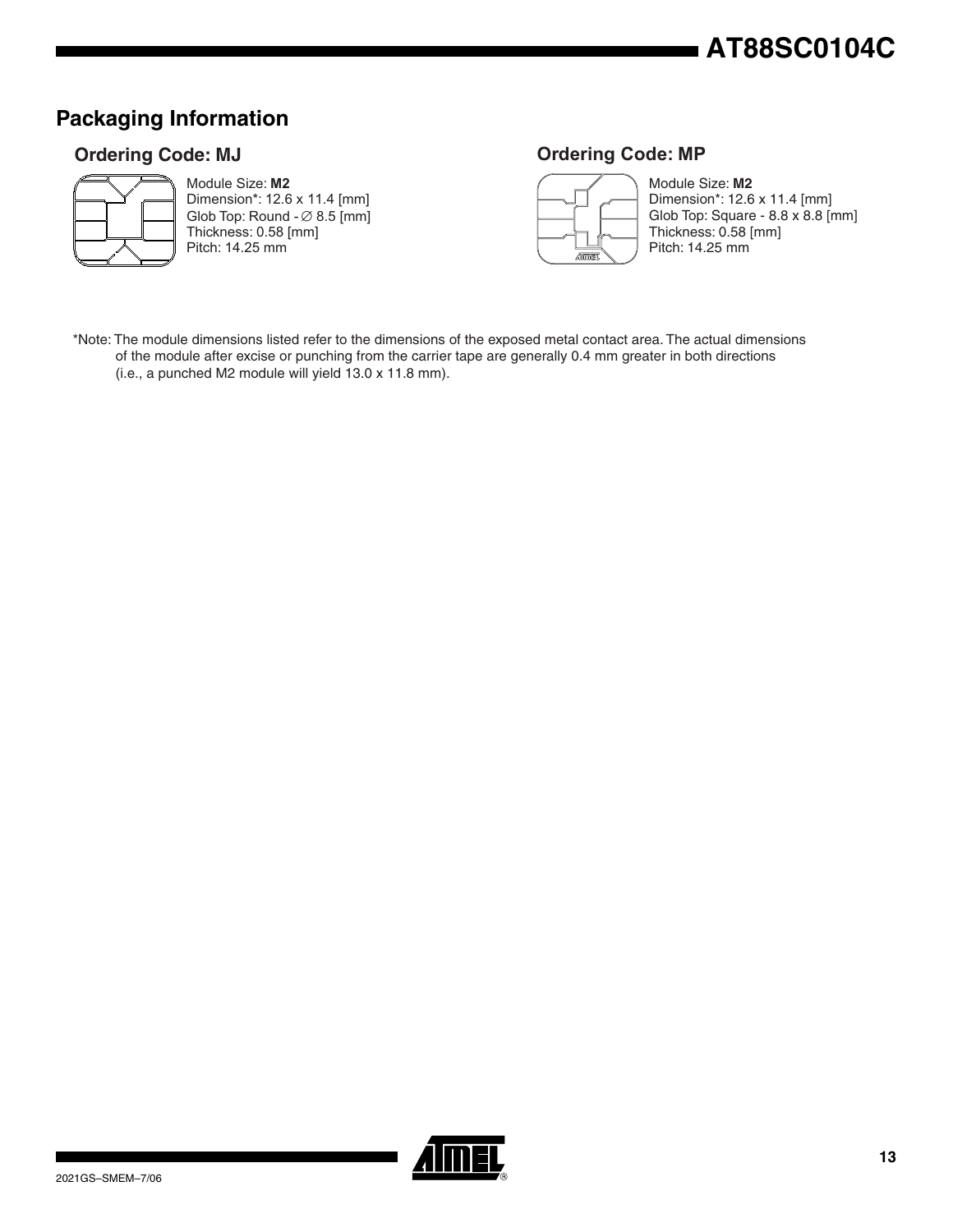## Packaging Information

### Ordering Code: MJ

Module Size: **M2**
Dimension*: 12.6 x 11.4 [mm]
Glob Top: Round - ∅ 8.5 [mm]
Thickness: 0.58 [mm]
Pitch: 14.25 mm

### Ordering Code: MP

Module Size: **M2**
Dimension*: 12.6 x 11.4 [mm]
Glob Top: Square - 8.8 x 8.8 [mm]
Thickness: 0.58 [mm]
Pitch: 14.25 mm

*Note: The module dimensions listed refer to the dimensions of the exposed metal contact area. The actual dimensions of the module after excise or punching from the carrier tape are generally 0.4 mm greater in both directions (i.e., a punched M2 module will yield 13.0 x 11.8 mm).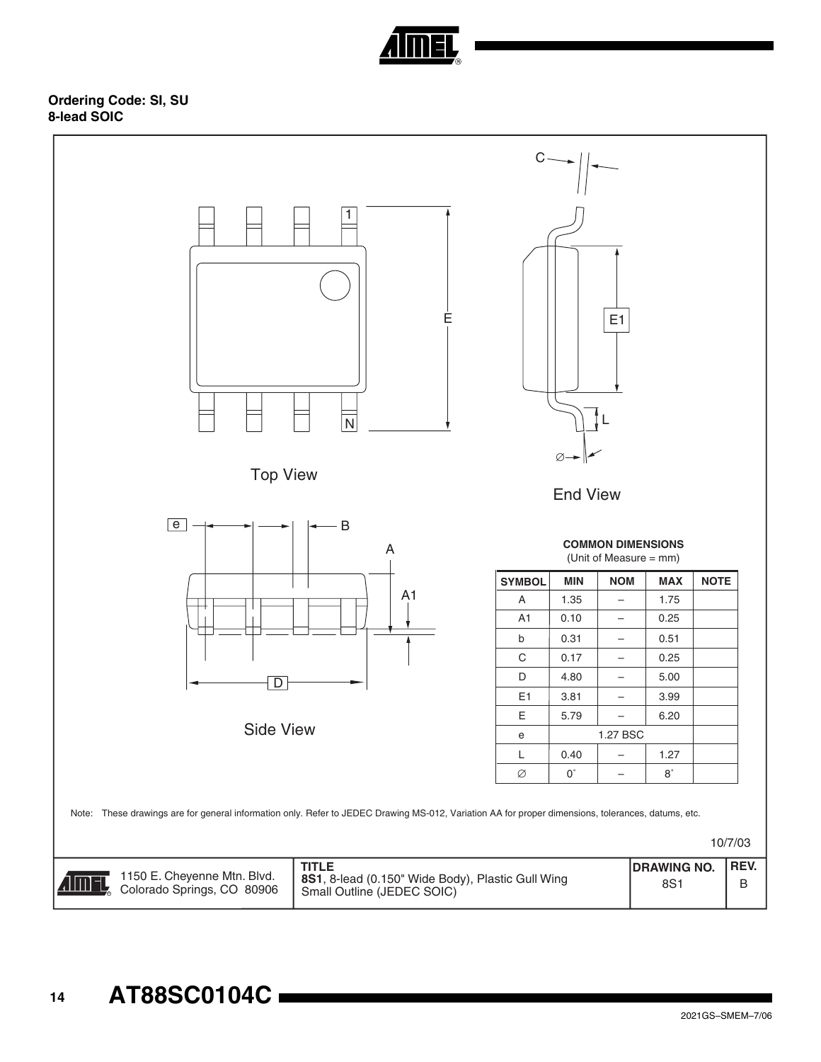**Ordering Code: SI, SU**
**8-lead SOIC**

Top View

End View

Side View

**COMMON DIMENSIONS**
(Unit of Measure = mm)

| SYMBOL | MIN | NOM | MAX | NOTE |
|---|---|---|---|---|
| A | 1.35 | – | 1.75 | |
| A1 | 0.10 | – | 0.25 | |
| b | 0.31 | – | 0.51 | |
| C | 0.17 | – | 0.25 | |
| D | 4.80 | – | 5.00 | |
| E1 | 3.81 | – | 3.99 | |
| E | 5.79 | – | 6.20 | |
| e | | 1.27 BSC | | |
| L | 0.40 | – | 1.27 | |
| ∅ | 0˚ | – | 8˚ | |

Note: These drawings are for general information only. Refer to JEDEC Drawing MS-012, Variation AA for proper dimensions, tolerances, datums, etc.

10/7/03

| 1150 E. Cheyenne Mtn. Blvd. Colorado Springs, CO 80906 | **TITLE** **8S1**, 8-lead (0.150" Wide Body), Plastic Gull Wing Small Outline (JEDEC SOIC) | **DRAWING NO.** 8S1 | **REV.** B |
|---|---|---|---|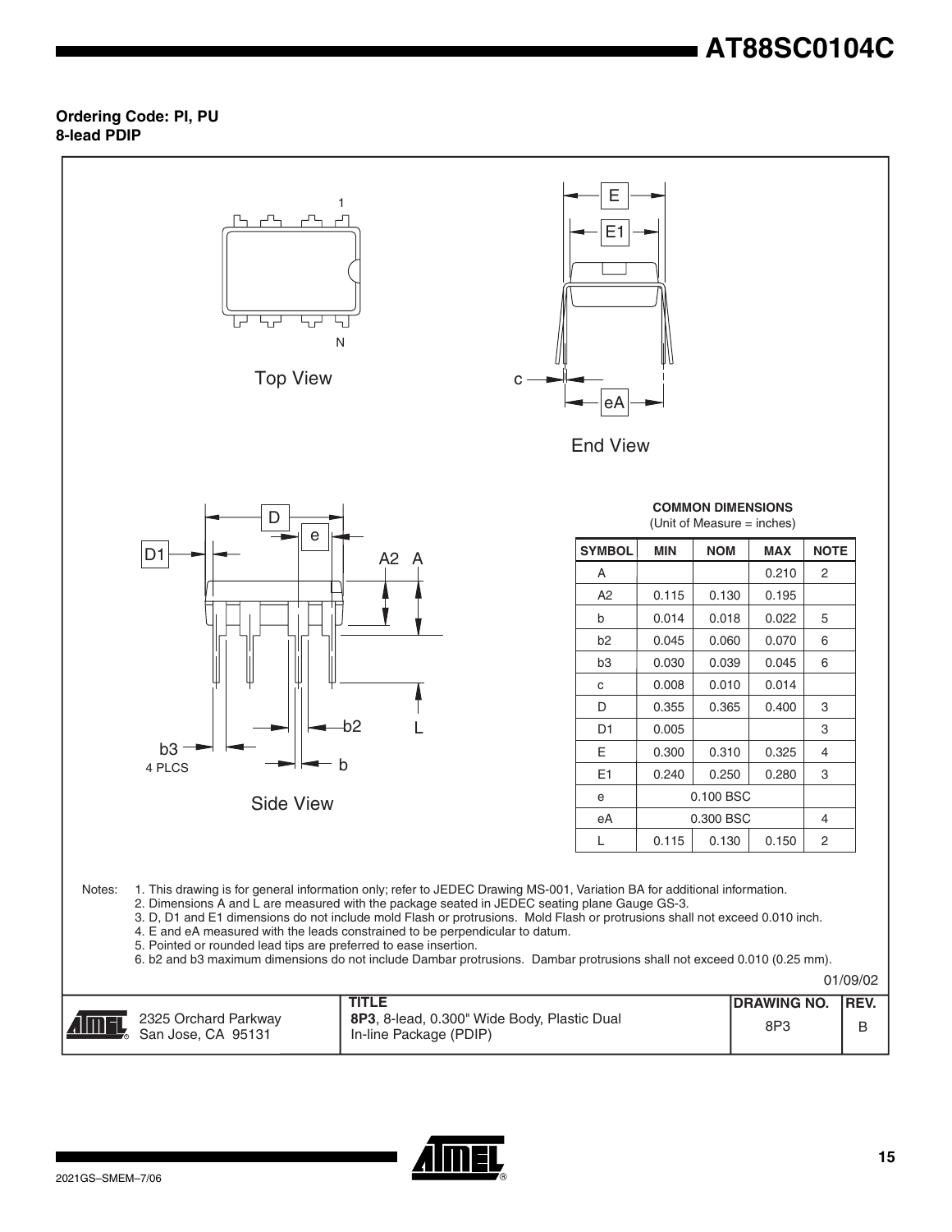**Ordering Code: PI, PU**
**8-lead PDIP**

Top View

End View

Side View

**COMMON DIMENSIONS**
(Unit of Measure = inches)

| SYMBOL | MIN | NOM | MAX | NOTE |
|---|---|---|---|---|
| A | | | 0.210 | 2 |
| A2 | 0.115 | 0.130 | 0.195 | |
| b | 0.014 | 0.018 | 0.022 | 5 |
| b2 | 0.045 | 0.060 | 0.070 | 6 |
| b3 | 0.030 | 0.039 | 0.045 | 6 |
| c | 0.008 | 0.010 | 0.014 | |
| D | 0.355 | 0.365 | 0.400 | 3 |
| D1 | 0.005 | | | 3 |
| E | 0.300 | 0.310 | 0.325 | 4 |
| E1 | 0.240 | 0.250 | 0.280 | 3 |
| e | | 0.100 BSC | | |
| eA | | 0.300 BSC | | 4 |
| L | 0.115 | 0.130 | 0.150 | 2 |

Notes:
1. This drawing is for general information only; refer to JEDEC Drawing MS-001, Variation BA for additional information.
2. Dimensions A and L are measured with the package seated in JEDEC seating plane Gauge GS-3.
3. D, D1 and E1 dimensions do not include mold Flash or protrusions. Mold Flash or protrusions shall not exceed 0.010 inch.
4. E and eA measured with the leads constrained to be perpendicular to datum.
5. Pointed or rounded lead tips are preferred to ease insertion.
6. b2 and b3 maximum dimensions do not include Dambar protrusions. Dambar protrusions shall not exceed 0.010 (0.25 mm).

01/09/02

| | TITLE | DRAWING NO. | REV. |
|---|---|---|---|
| 2325 Orchard Parkway San Jose, CA 95131 | **8P3**, 8-lead, 0.300" Wide Body, Plastic Dual In-line Package (PDIP) | 8P3 | B |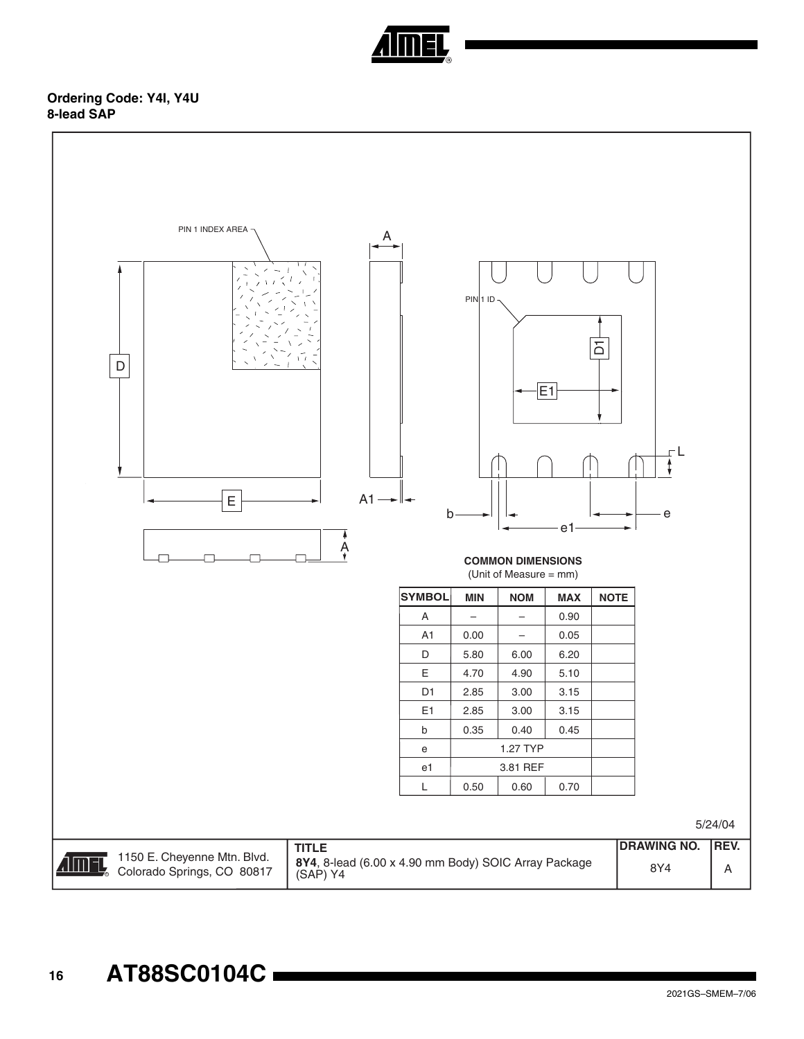**Ordering Code: Y4I, Y4U**
**8-lead SAP**

PIN 1 INDEX AREA

PIN 1 ID

**COMMON DIMENSIONS**
(Unit of Measure = mm)

| SYMBOL | MIN | NOM | MAX | NOTE |
|---|---|---|---|---|
| A | – | – | 0.90 | |
| A1 | 0.00 | – | 0.05 | |
| D | 5.80 | 6.00 | 6.20 | |
| E | 4.70 | 4.90 | 5.10 | |
| D1 | 2.85 | 3.00 | 3.15 | |
| E1 | 2.85 | 3.00 | 3.15 | |
| b | 0.35 | 0.40 | 0.45 | |
| e | 1.27 TYP | | | |
| e1 | 3.81 REF | | | |
| L | 0.50 | 0.60 | 0.70 | |

5/24/04

| | TITLE | DRAWING NO. | REV. |
|---|---|---|---|
| 1150 E. Cheyenne Mtn. Blvd. Colorado Springs, CO 80817 | **8Y4**, 8-lead (6.00 x 4.90 mm Body) SOIC Array Package (SAP) Y4 | 8Y4 | A |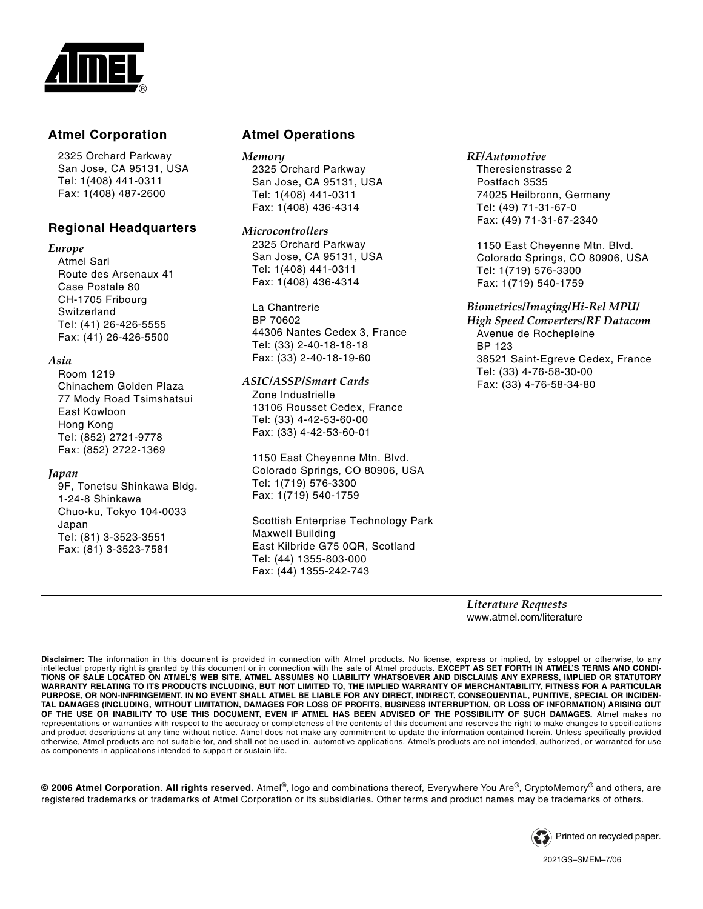## Atmel Corporation

2325 Orchard Parkway
San Jose, CA 95131, USA
Tel: 1(408) 441-0311
Fax: 1(408) 487-2600

## Regional Headquarters

*Europe*
Atmel Sarl
Route des Arsenaux 41
Case Postale 80
CH-1705 Fribourg
Switzerland
Tel: (41) 26-426-5555
Fax: (41) 26-426-5500

*Asia*
Room 1219
Chinachem Golden Plaza
77 Mody Road Tsimshatsui
East Kowloon
Hong Kong
Tel: (852) 2721-9778
Fax: (852) 2722-1369

*Japan*
9F, Tonetsu Shinkawa Bldg.
1-24-8 Shinkawa
Chuo-ku, Tokyo 104-0033
Japan
Tel: (81) 3-3523-3551
Fax: (81) 3-3523-7581

## Atmel Operations

*Memory*
2325 Orchard Parkway
San Jose, CA 95131, USA
Tel: 1(408) 441-0311
Fax: 1(408) 436-4314

*Microcontrollers*
2325 Orchard Parkway
San Jose, CA 95131, USA
Tel: 1(408) 441-0311
Fax: 1(408) 436-4314

La Chantrerie
BP 70602
44306 Nantes Cedex 3, France
Tel: (33) 2-40-18-18-18
Fax: (33) 2-40-18-19-60

*ASIC/ASSP/Smart Cards*
Zone Industrielle
13106 Rousset Cedex, France
Tel: (33) 4-42-53-60-00
Fax: (33) 4-42-53-60-01

1150 East Cheyenne Mtn. Blvd.
Colorado Springs, CO 80906, USA
Tel: 1(719) 576-3300
Fax: 1(719) 540-1759

Scottish Enterprise Technology Park
Maxwell Building
East Kilbride G75 0QR, Scotland
Tel: (44) 1355-803-000
Fax: (44) 1355-242-743

*RF/Automotive*
Theresienstrasse 2
Postfach 3535
74025 Heilbronn, Germany
Tel: (49) 71-31-67-0
Fax: (49) 71-31-67-2340

1150 East Cheyenne Mtn. Blvd.
Colorado Springs, CO 80906, USA
Tel: 1(719) 576-3300
Fax: 1(719) 540-1759

*Biometrics/Imaging/Hi-Rel MPU/*
*High Speed Converters/RF Datacom*
Avenue de Rochepleine
BP 123
38521 Saint-Egreve Cedex, France
Tel: (33) 4-76-58-30-00
Fax: (33) 4-76-58-34-80

---

*Literature Requests*
www.atmel.com/literature

**Disclaimer:** The information in this document is provided in connection with Atmel products. No license, express or implied, by estoppel or otherwise, to any intellectual property right is granted by this document or in connection with the sale of Atmel products. **EXCEPT AS SET FORTH IN ATMEL'S TERMS AND CONDITIONS OF SALE LOCATED ON ATMEL'S WEB SITE, ATMEL ASSUMES NO LIABILITY WHATSOEVER AND DISCLAIMS ANY EXPRESS, IMPLIED OR STATUTORY WARRANTY RELATING TO ITS PRODUCTS INCLUDING, BUT NOT LIMITED TO, THE IMPLIED WARRANTY OF MERCHANTABILITY, FITNESS FOR A PARTICULAR PURPOSE, OR NON-INFRINGEMENT. IN NO EVENT SHALL ATMEL BE LIABLE FOR ANY DIRECT, INDIRECT, CONSEQUENTIAL, PUNITIVE, SPECIAL OR INCIDENTAL DAMAGES (INCLUDING, WITHOUT LIMITATION, DAMAGES FOR LOSS OF PROFITS, BUSINESS INTERRUPTION, OR LOSS OF INFORMATION) ARISING OUT OF THE USE OR INABILITY TO USE THIS DOCUMENT, EVEN IF ATMEL HAS BEEN ADVISED OF THE POSSIBILITY OF SUCH DAMAGES.** Atmel makes no representations or warranties with respect to the accuracy or completeness of the contents of this document and reserves the right to make changes to specifications and product descriptions at any time without notice. Atmel does not make any commitment to update the information contained herein. Unless specifically provided otherwise, Atmel products are not suitable for, and shall not be used in, automotive applications. Atmel's products are not intended, authorized, or warranted for use as components in applications intended to support or sustain life.

**© 2006 Atmel Corporation**. **All rights reserved.** Atmel®, logo and combinations thereof, Everywhere You Are®, CryptoMemory® and others, are registered trademarks or trademarks of Atmel Corporation or its subsidiaries. Other terms and product names may be trademarks of others.

Printed on recycled paper.

2021GS–SMEM–7/06